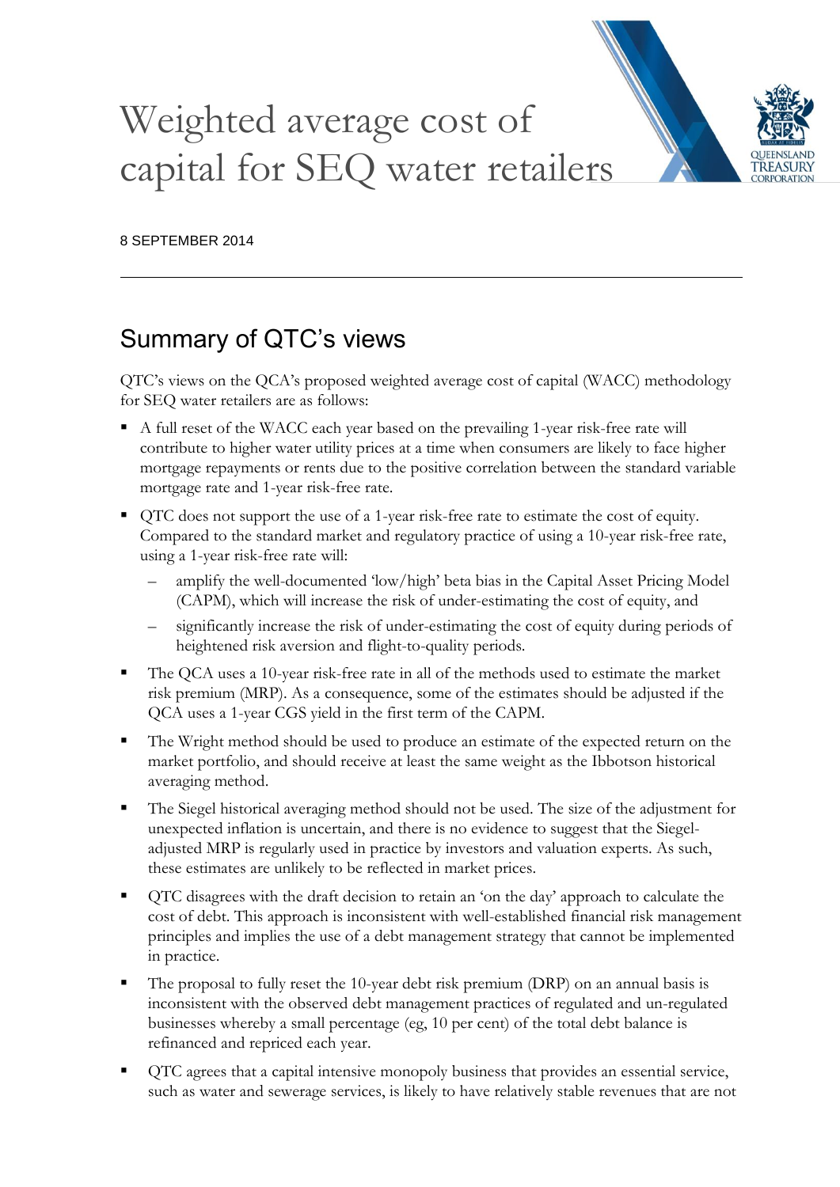# Weighted average cost of capital for SEQ water retailers

8 SEPTEMBER 2014

## Summary of QTC's views

QTC's views on the QCA's proposed weighted average cost of capital (WACC) methodology for SEQ water retailers are as follows:

- A full reset of the WACC each year based on the prevailing 1-year risk-free rate will contribute to higher water utility prices at a time when consumers are likely to face higher mortgage repayments or rents due to the positive correlation between the standard variable mortgage rate and 1-year risk-free rate.
- QTC does not support the use of a 1-year risk-free rate to estimate the cost of equity. Compared to the standard market and regulatory practice of using a 10-year risk-free rate, using a 1-year risk-free rate will:
  - amplify the well-documented 'low/high' beta bias in the Capital Asset Pricing Model (CAPM), which will increase the risk of under-estimating the cost of equity, and
  - significantly increase the risk of under-estimating the cost of equity during periods of heightened risk aversion and flight-to-quality periods.
- The QCA uses a 10-year risk-free rate in all of the methods used to estimate the market risk premium (MRP). As a consequence, some of the estimates should be adjusted if the QCA uses a 1-year CGS yield in the first term of the CAPM.
- The Wright method should be used to produce an estimate of the expected return on the market portfolio, and should receive at least the same weight as the Ibbotson historical averaging method.
- The Siegel historical averaging method should not be used. The size of the adjustment for unexpected inflation is uncertain, and there is no evidence to suggest that the Siegel-adjusted MRP is regularly used in practice by investors and valuation experts. As such, these estimates are unlikely to be reflected in market prices.
- QTC disagrees with the draft decision to retain an 'on the day' approach to calculate the cost of debt. This approach is inconsistent with well-established financial risk management principles and implies the use of a debt management strategy that cannot be implemented in practice.
- The proposal to fully reset the 10-year debt risk premium (DRP) on an annual basis is inconsistent with the observed debt management practices of regulated and un-regulated businesses whereby a small percentage (eg, 10 per cent) of the total debt balance is refinanced and repriced each year.
- QTC agrees that a capital intensive monopoly business that provides an essential service, such as water and sewerage services, is likely to have relatively stable revenues that are not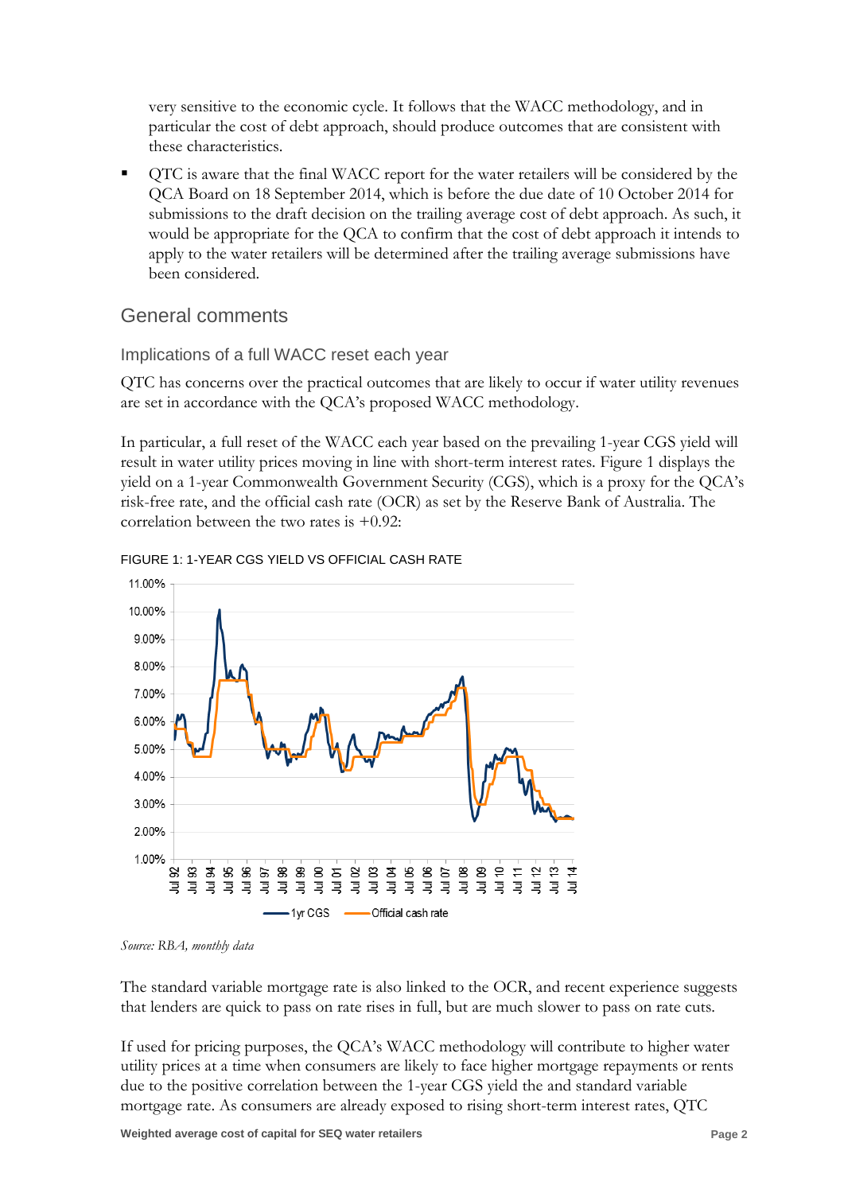very sensitive to the economic cycle. It follows that the WACC methodology, and in particular the cost of debt approach, should produce outcomes that are consistent with these characteristics.

- QTC is aware that the final WACC report for the water retailers will be considered by the QCA Board on 18 September 2014, which is before the due date of 10 October 2014 for submissions to the draft decision on the trailing average cost of debt approach. As such, it would be appropriate for the QCA to confirm that the cost of debt approach it intends to apply to the water retailers will be determined after the trailing average submissions have been considered.

## General comments

### Implications of a full WACC reset each year

QTC has concerns over the practical outcomes that are likely to occur if water utility revenues are set in accordance with the QCA's proposed WACC methodology.

In particular, a full reset of the WACC each year based on the prevailing 1-year CGS yield will result in water utility prices moving in line with short-term interest rates. Figure 1 displays the yield on a 1-year Commonwealth Government Security (CGS), which is a proxy for the QCA's risk-free rate, and the official cash rate (OCR) as set by the Reserve Bank of Australia. The correlation between the two rates is +0.92:

FIGURE 1: 1-YEAR CGS YIELD VS OFFICIAL CASH RATE

*Source: RBA, monthly data*

The standard variable mortgage rate is also linked to the OCR, and recent experience suggests that lenders are quick to pass on rate rises in full, but are much slower to pass on rate cuts.

If used for pricing purposes, the QCA's WACC methodology will contribute to higher water utility prices at a time when consumers are likely to face higher mortgage repayments or rents due to the positive correlation between the 1-year CGS yield the and standard variable mortgage rate. As consumers are already exposed to rising short-term interest rates, QTC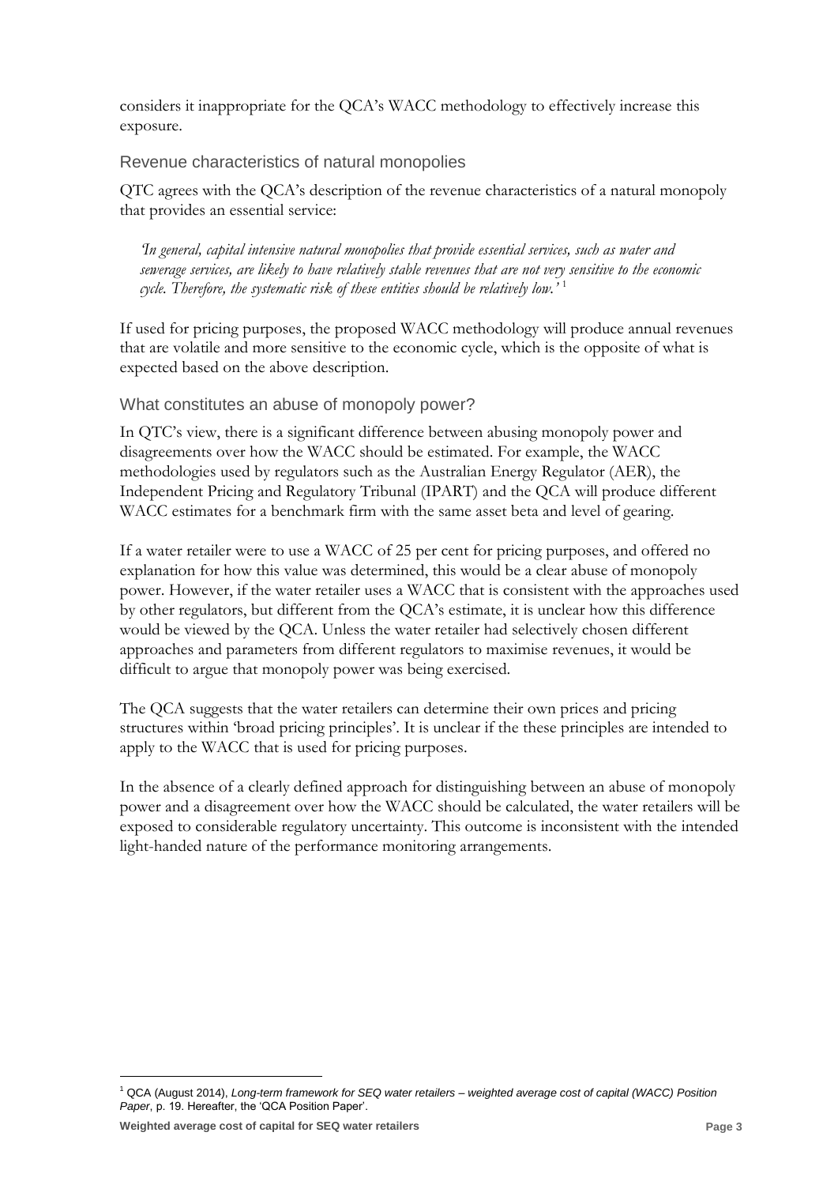considers it inappropriate for the QCA's WACC methodology to effectively increase this exposure.

### Revenue characteristics of natural monopolies

QTC agrees with the QCA's description of the revenue characteristics of a natural monopoly that provides an essential service:

> *'In general, capital intensive natural monopolies that provide essential services, such as water and sewerage services, are likely to have relatively stable revenues that are not very sensitive to the economic cycle. Therefore, the systematic risk of these entities should be relatively low.'* [1]

If used for pricing purposes, the proposed WACC methodology will produce annual revenues that are volatile and more sensitive to the economic cycle, which is the opposite of what is expected based on the above description.

### What constitutes an abuse of monopoly power?

In QTC's view, there is a significant difference between abusing monopoly power and disagreements over how the WACC should be estimated. For example, the WACC methodologies used by regulators such as the Australian Energy Regulator (AER), the Independent Pricing and Regulatory Tribunal (IPART) and the QCA will produce different WACC estimates for a benchmark firm with the same asset beta and level of gearing.

If a water retailer were to use a WACC of 25 per cent for pricing purposes, and offered no explanation for how this value was determined, this would be a clear abuse of monopoly power. However, if the water retailer uses a WACC that is consistent with the approaches used by other regulators, but different from the QCA's estimate, it is unclear how this difference would be viewed by the QCA. Unless the water retailer had selectively chosen different approaches and parameters from different regulators to maximise revenues, it would be difficult to argue that monopoly power was being exercised.

The QCA suggests that the water retailers can determine their own prices and pricing structures within 'broad pricing principles'. It is unclear if the these principles are intended to apply to the WACC that is used for pricing purposes.

In the absence of a clearly defined approach for distinguishing between an abuse of monopoly power and a disagreement over how the WACC should be calculated, the water retailers will be exposed to considerable regulatory uncertainty. This outcome is inconsistent with the intended light-handed nature of the performance monitoring arrangements.

---

[1] QCA (August 2014), *Long-term framework for SEQ water retailers – weighted average cost of capital (WACC) Position Paper*, p. 19. Hereafter, the 'QCA Position Paper'.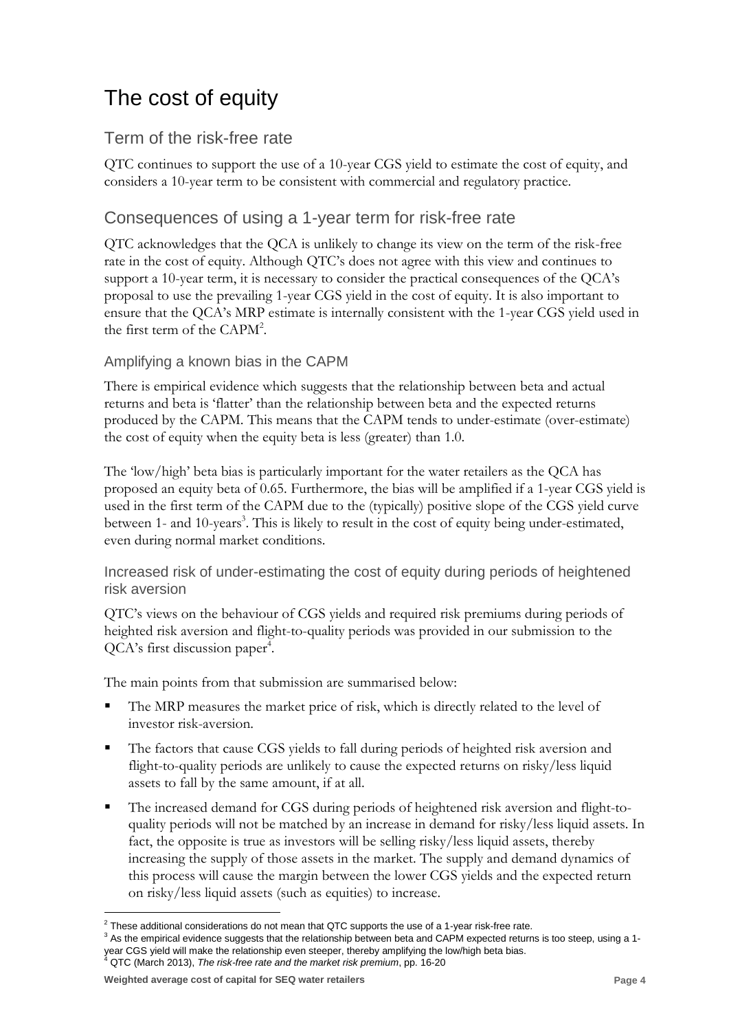# The cost of equity

## Term of the risk-free rate

QTC continues to support the use of a 10-year CGS yield to estimate the cost of equity, and considers a 10-year term to be consistent with commercial and regulatory practice.

## Consequences of using a 1-year term for risk-free rate

QTC acknowledges that the QCA is unlikely to change its view on the term of the risk-free rate in the cost of equity. Although QTC's does not agree with this view and continues to support a 10-year term, it is necessary to consider the practical consequences of the QCA's proposal to use the prevailing 1-year CGS yield in the cost of equity. It is also important to ensure that the QCA's MRP estimate is internally consistent with the 1-year CGS yield used in the first term of the CAPM[2].

### Amplifying a known bias in the CAPM

There is empirical evidence which suggests that the relationship between beta and actual returns and beta is 'flatter' than the relationship between beta and the expected returns produced by the CAPM. This means that the CAPM tends to under-estimate (over-estimate) the cost of equity when the equity beta is less (greater) than 1.0.

The 'low/high' beta bias is particularly important for the water retailers as the QCA has proposed an equity beta of 0.65. Furthermore, the bias will be amplified if a 1-year CGS yield is used in the first term of the CAPM due to the (typically) positive slope of the CGS yield curve between 1- and 10-years[3]. This is likely to result in the cost of equity being under-estimated, even during normal market conditions.

### Increased risk of under-estimating the cost of equity during periods of heightened risk aversion

QTC's views on the behaviour of CGS yields and required risk premiums during periods of heighted risk aversion and flight-to-quality periods was provided in our submission to the QCA's first discussion paper[4].

The main points from that submission are summarised below:

- The MRP measures the market price of risk, which is directly related to the level of investor risk-aversion.
- The factors that cause CGS yields to fall during periods of heighted risk aversion and flight-to-quality periods are unlikely to cause the expected returns on risky/less liquid assets to fall by the same amount, if at all.
- The increased demand for CGS during periods of heightened risk aversion and flight-to-quality periods will not be matched by an increase in demand for risky/less liquid assets. In fact, the opposite is true as investors will be selling risky/less liquid assets, thereby increasing the supply of those assets in the market. The supply and demand dynamics of this process will cause the margin between the lower CGS yields and the expected return on risky/less liquid assets (such as equities) to increase.

---

[2] These additional considerations do not mean that QTC supports the use of a 1-year risk-free rate.

[3] As the empirical evidence suggests that the relationship between beta and CAPM expected returns is too steep, using a 1-year CGS yield will make the relationship even steeper, thereby amplifying the low/high beta bias.

[4] QTC (March 2013), *The risk-free rate and the market risk premium*, pp. 16-20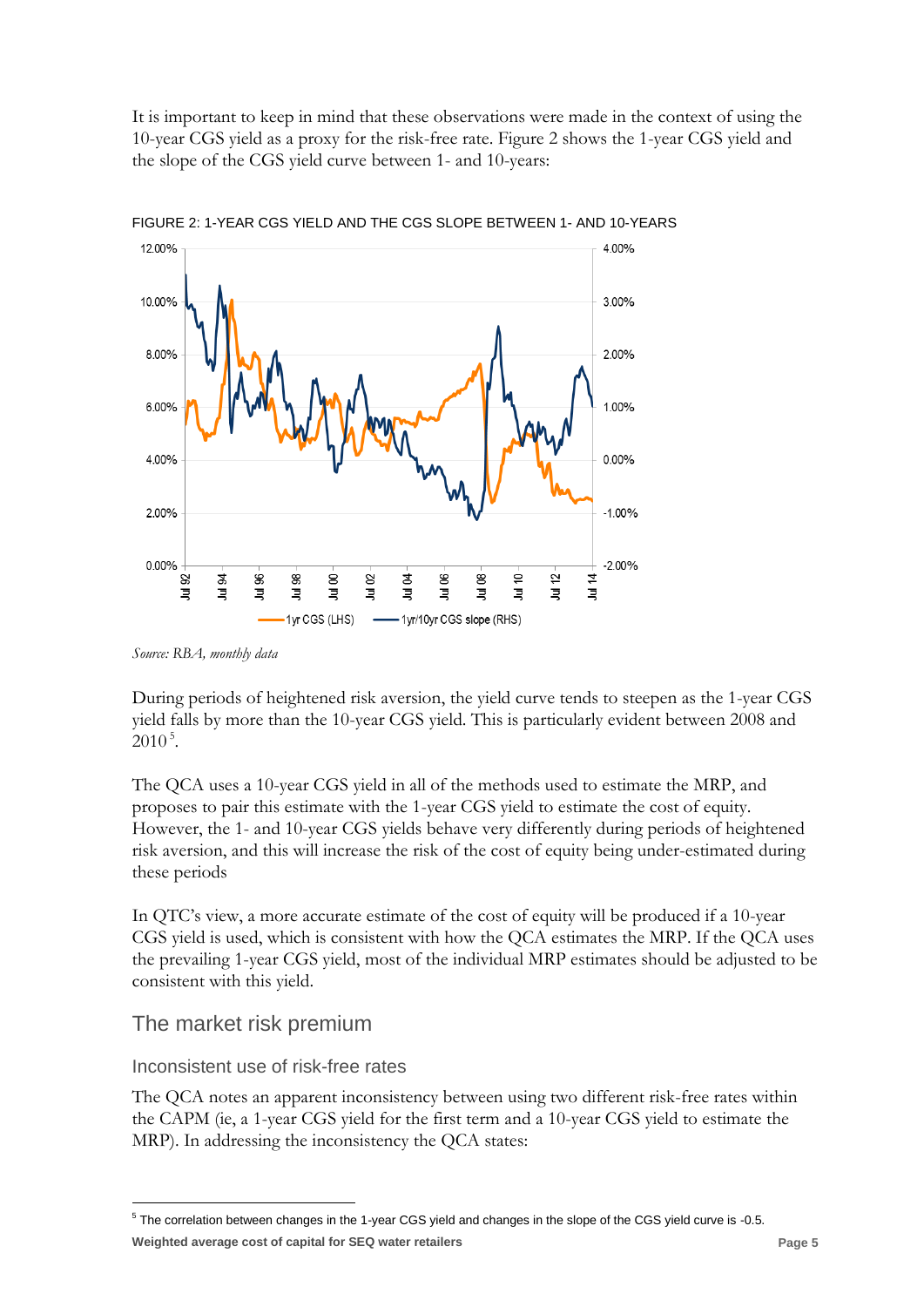It is important to keep in mind that these observations were made in the context of using the 10-year CGS yield as a proxy for the risk-free rate. Figure 2 shows the 1-year CGS yield and the slope of the CGS yield curve between 1- and 10-years:

FIGURE 2: 1-YEAR CGS YIELD AND THE CGS SLOPE BETWEEN 1- AND 10-YEARS

*Source: RBA, monthly data*

During periods of heightened risk aversion, the yield curve tends to steepen as the 1-year CGS yield falls by more than the 10-year CGS yield. This is particularly evident between 2008 and 2010[5].

The QCA uses a 10-year CGS yield in all of the methods used to estimate the MRP, and proposes to pair this estimate with the 1-year CGS yield to estimate the cost of equity. However, the 1- and 10-year CGS yields behave very differently during periods of heightened risk aversion, and this will increase the risk of the cost of equity being under-estimated during these periods

In QTC's view, a more accurate estimate of the cost of equity will be produced if a 10-year CGS yield is used, which is consistent with how the QCA estimates the MRP. If the QCA uses the prevailing 1-year CGS yield, most of the individual MRP estimates should be adjusted to be consistent with this yield.

## The market risk premium

### Inconsistent use of risk-free rates

The QCA notes an apparent inconsistency between using two different risk-free rates within the CAPM (ie, a 1-year CGS yield for the first term and a 10-year CGS yield to estimate the MRP). In addressing the inconsistency the QCA states:

[5] The correlation between changes in the 1-year CGS yield and changes in the slope of the CGS yield curve is -0.5.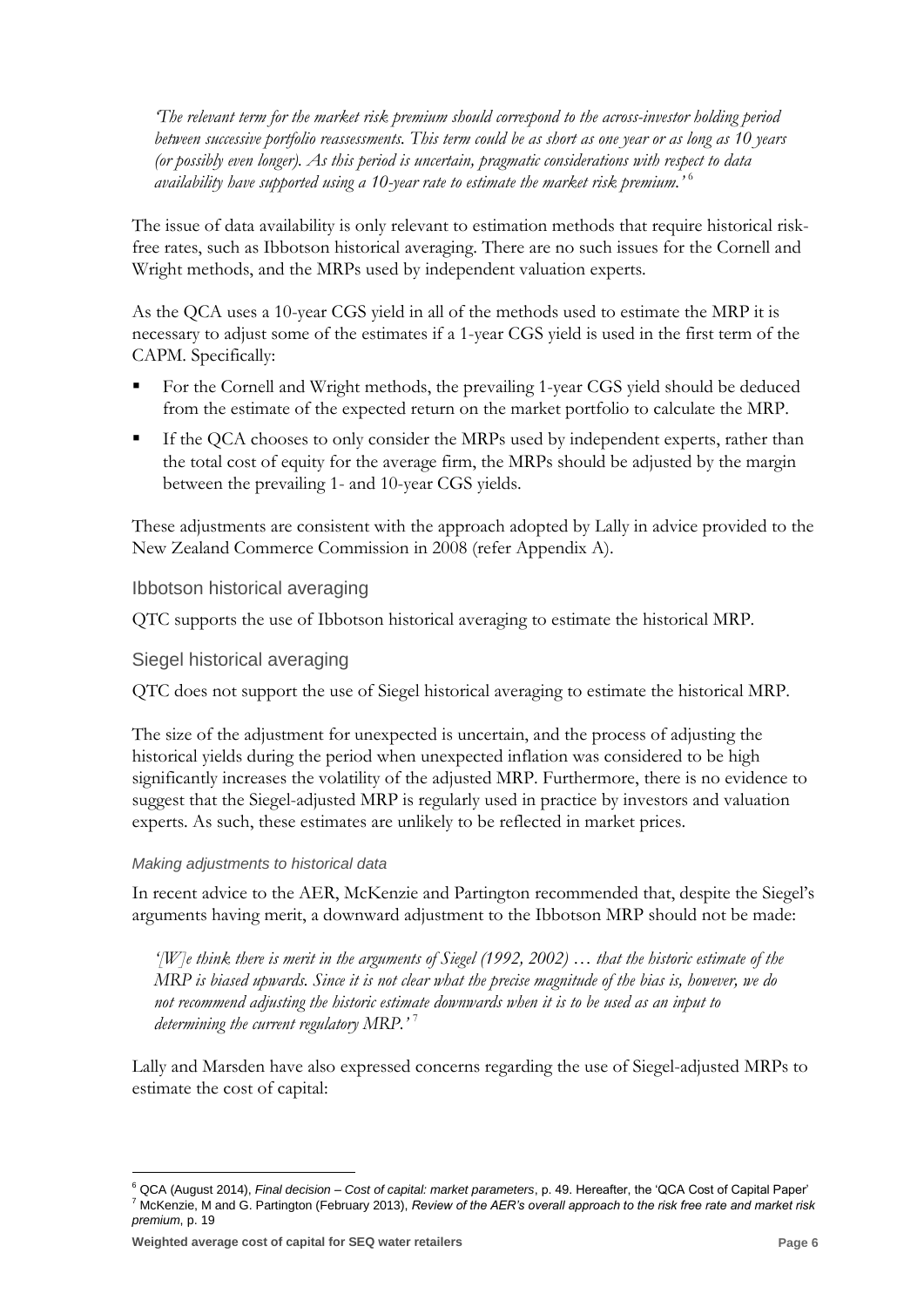*'The relevant term for the market risk premium should correspond to the across-investor holding period between successive portfolio reassessments. This term could be as short as one year or as long as 10 years (or possibly even longer). As this period is uncertain, pragmatic considerations with respect to data availability have supported using a 10-year rate to estimate the market risk premium.'* [6]

The issue of data availability is only relevant to estimation methods that require historical risk-free rates, such as Ibbotson historical averaging. There are no such issues for the Cornell and Wright methods, and the MRPs used by independent valuation experts.

As the QCA uses a 10-year CGS yield in all of the methods used to estimate the MRP it is necessary to adjust some of the estimates if a 1-year CGS yield is used in the first term of the CAPM. Specifically:

- For the Cornell and Wright methods, the prevailing 1-year CGS yield should be deduced from the estimate of the expected return on the market portfolio to calculate the MRP.
- If the QCA chooses to only consider the MRPs used by independent experts, rather than the total cost of equity for the average firm, the MRPs should be adjusted by the margin between the prevailing 1- and 10-year CGS yields.

These adjustments are consistent with the approach adopted by Lally in advice provided to the New Zealand Commerce Commission in 2008 (refer Appendix A).

## Ibbotson historical averaging

QTC supports the use of Ibbotson historical averaging to estimate the historical MRP.

## Siegel historical averaging

QTC does not support the use of Siegel historical averaging to estimate the historical MRP.

The size of the adjustment for unexpected is uncertain, and the process of adjusting the historical yields during the period when unexpected inflation was considered to be high significantly increases the volatility of the adjusted MRP. Furthermore, there is no evidence to suggest that the Siegel-adjusted MRP is regularly used in practice by investors and valuation experts. As such, these estimates are unlikely to be reflected in market prices.

### *Making adjustments to historical data*

In recent advice to the AER, McKenzie and Partington recommended that, despite the Siegel's arguments having merit, a downward adjustment to the Ibbotson MRP should not be made:

*'[W]e think there is merit in the arguments of Siegel (1992, 2002) … that the historic estimate of the MRP is biased upwards. Since it is not clear what the precise magnitude of the bias is, however, we do not recommend adjusting the historic estimate downwards when it is to be used as an input to determining the current regulatory MRP.'* [7]

Lally and Marsden have also expressed concerns regarding the use of Siegel-adjusted MRPs to estimate the cost of capital:

---

[6] QCA (August 2014), *Final decision – Cost of capital: market parameters*, p. 49. Hereafter, the 'QCA Cost of Capital Paper'

[7] McKenzie, M and G. Partington (February 2013), *Review of the AER's overall approach to the risk free rate and market risk premium*, p. 19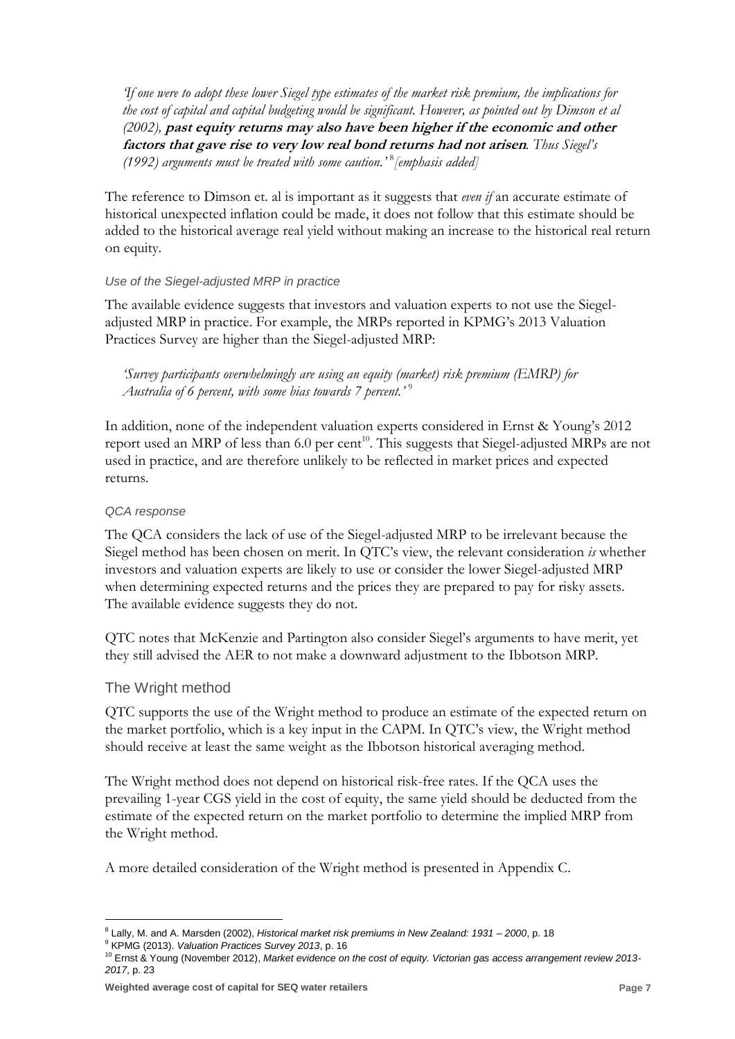*'If one were to adopt these lower Siegel type estimates of the market risk premium, the implications for the cost of capital and capital budgeting would be significant. However, as pointed out by Dimson et al (2002),* ***past equity returns may also have been higher if the economic and other factors that gave rise to very low real bond returns had not arisen****. Thus Siegel's (1992) arguments must be treated with some caution.'* [8] *[emphasis added]*

The reference to Dimson et. al is important as it suggests that *even if* an accurate estimate of historical unexpected inflation could be made, it does not follow that this estimate should be added to the historical average real yield without making an increase to the historical real return on equity.

#### *Use of the Siegel-adjusted MRP in practice*

The available evidence suggests that investors and valuation experts to not use the Siegel-adjusted MRP in practice. For example, the MRPs reported in KPMG's 2013 Valuation Practices Survey are higher than the Siegel-adjusted MRP:

*'Survey participants overwhelmingly are using an equity (market) risk premium (EMRP) for Australia of 6 percent, with some bias towards 7 percent.'* [9]

In addition, none of the independent valuation experts considered in Ernst & Young's 2012 report used an MRP of less than 6.0 per cent[10]. This suggests that Siegel-adjusted MRPs are not used in practice, and are therefore unlikely to be reflected in market prices and expected returns.

#### *QCA response*

The QCA considers the lack of use of the Siegel-adjusted MRP to be irrelevant because the Siegel method has been chosen on merit. In QTC's view, the relevant consideration *is* whether investors and valuation experts are likely to use or consider the lower Siegel-adjusted MRP when determining expected returns and the prices they are prepared to pay for risky assets. The available evidence suggests they do not.

QTC notes that McKenzie and Partington also consider Siegel's arguments to have merit, yet they still advised the AER to not make a downward adjustment to the Ibbotson MRP.

### The Wright method

QTC supports the use of the Wright method to produce an estimate of the expected return on the market portfolio, which is a key input in the CAPM. In QTC's view, the Wright method should receive at least the same weight as the Ibbotson historical averaging method.

The Wright method does not depend on historical risk-free rates. If the QCA uses the prevailing 1-year CGS yield in the cost of equity, the same yield should be deducted from the estimate of the expected return on the market portfolio to determine the implied MRP from the Wright method.

A more detailed consideration of the Wright method is presented in Appendix C.

---

[8] Lally, M. and A. Marsden (2002), *Historical market risk premiums in New Zealand: 1931 – 2000*, p. 18

[9] KPMG (2013). *Valuation Practices Survey 2013*, p. 16

[10] Ernst & Young (November 2012), *Market evidence on the cost of equity. Victorian gas access arrangement review 2013-2017*, p. 23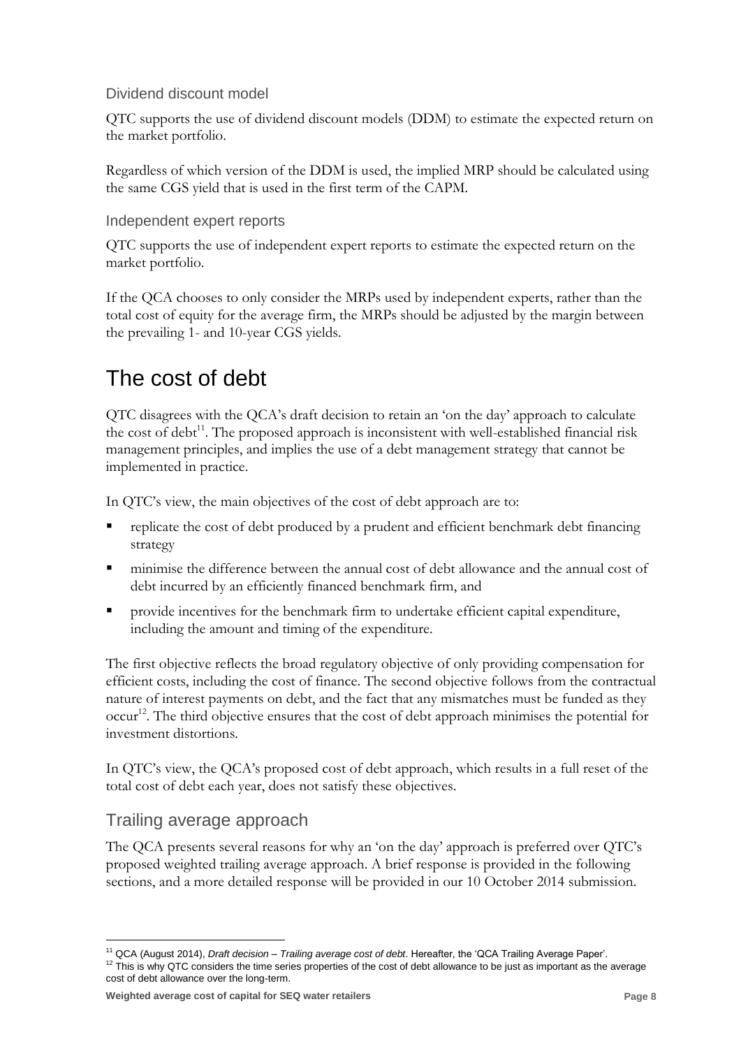### Dividend discount model

QTC supports the use of dividend discount models (DDM) to estimate the expected return on the market portfolio.

Regardless of which version of the DDM is used, the implied MRP should be calculated using the same CGS yield that is used in the first term of the CAPM.

### Independent expert reports

QTC supports the use of independent expert reports to estimate the expected return on the market portfolio.

If the QCA chooses to only consider the MRPs used by independent experts, rather than the total cost of equity for the average firm, the MRPs should be adjusted by the margin between the prevailing 1- and 10-year CGS yields.

# The cost of debt

QTC disagrees with the QCA's draft decision to retain an 'on the day' approach to calculate the cost of debt[11]. The proposed approach is inconsistent with well-established financial risk management principles, and implies the use of a debt management strategy that cannot be implemented in practice.

In QTC's view, the main objectives of the cost of debt approach are to:

- replicate the cost of debt produced by a prudent and efficient benchmark debt financing strategy
- minimise the difference between the annual cost of debt allowance and the annual cost of debt incurred by an efficiently financed benchmark firm, and
- provide incentives for the benchmark firm to undertake efficient capital expenditure, including the amount and timing of the expenditure.

The first objective reflects the broad regulatory objective of only providing compensation for efficient costs, including the cost of finance. The second objective follows from the contractual nature of interest payments on debt, and the fact that any mismatches must be funded as they occur[12]. The third objective ensures that the cost of debt approach minimises the potential for investment distortions.

In QTC's view, the QCA's proposed cost of debt approach, which results in a full reset of the total cost of debt each year, does not satisfy these objectives.

## Trailing average approach

The QCA presents several reasons for why an 'on the day' approach is preferred over QTC's proposed weighted trailing average approach. A brief response is provided in the following sections, and a more detailed response will be provided in our 10 October 2014 submission.

---

[11] QCA (August 2014), *Draft decision – Trailing average cost of debt*. Hereafter, the 'QCA Trailing Average Paper'.

[12] This is why QTC considers the time series properties of the cost of debt allowance to be just as important as the average cost of debt allowance over the long-term.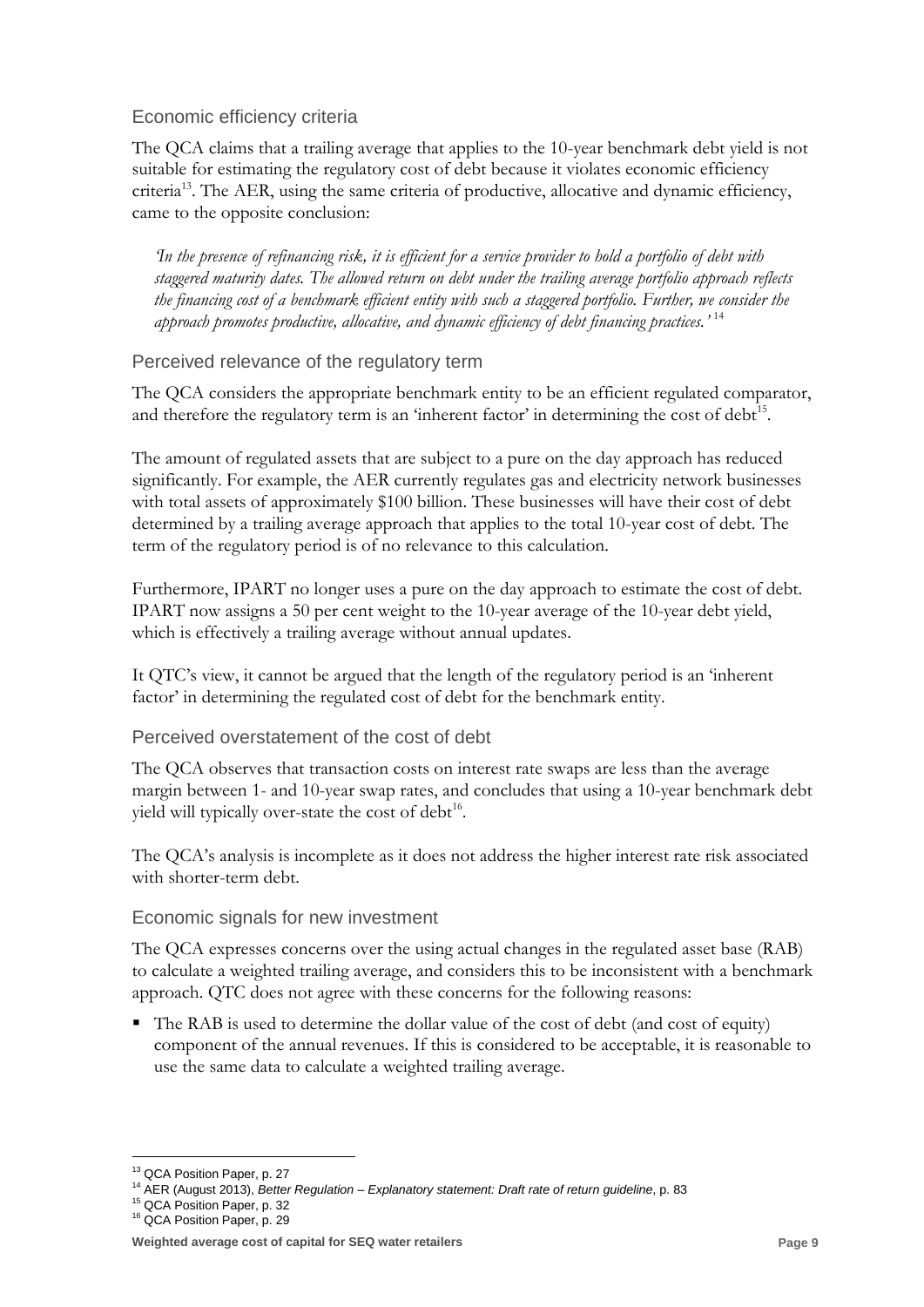### Economic efficiency criteria

The QCA claims that a trailing average that applies to the 10-year benchmark debt yield is not suitable for estimating the regulatory cost of debt because it violates economic efficiency criteria[13]. The AER, using the same criteria of productive, allocative and dynamic efficiency, came to the opposite conclusion:

> *'In the presence of refinancing risk, it is efficient for a service provider to hold a portfolio of debt with staggered maturity dates. The allowed return on debt under the trailing average portfolio approach reflects the financing cost of a benchmark efficient entity with such a staggered portfolio. Further, we consider the approach promotes productive, allocative, and dynamic efficiency of debt financing practices.'*[14]

### Perceived relevance of the regulatory term

The QCA considers the appropriate benchmark entity to be an efficient regulated comparator, and therefore the regulatory term is an 'inherent factor' in determining the cost of debt[15].

The amount of regulated assets that are subject to a pure on the day approach has reduced significantly. For example, the AER currently regulates gas and electricity network businesses with total assets of approximately $100 billion. These businesses will have their cost of debt determined by a trailing average approach that applies to the total 10-year cost of debt. The term of the regulatory period is of no relevance to this calculation.

Furthermore, IPART no longer uses a pure on the day approach to estimate the cost of debt. IPART now assigns a 50 per cent weight to the 10-year average of the 10-year debt yield, which is effectively a trailing average without annual updates.

It QTC's view, it cannot be argued that the length of the regulatory period is an 'inherent factor' in determining the regulated cost of debt for the benchmark entity.

### Perceived overstatement of the cost of debt

The QCA observes that transaction costs on interest rate swaps are less than the average margin between 1- and 10-year swap rates, and concludes that using a 10-year benchmark debt yield will typically over-state the cost of debt[16].

The QCA's analysis is incomplete as it does not address the higher interest rate risk associated with shorter-term debt.

### Economic signals for new investment

The QCA expresses concerns over the using actual changes in the regulated asset base (RAB) to calculate a weighted trailing average, and considers this to be inconsistent with a benchmark approach. QTC does not agree with these concerns for the following reasons:

- The RAB is used to determine the dollar value of the cost of debt (and cost of equity) component of the annual revenues. If this is considered to be acceptable, it is reasonable to use the same data to calculate a weighted trailing average.

---

[13] QCA Position Paper, p. 27

[14] AER (August 2013), *Better Regulation – Explanatory statement: Draft rate of return guideline*, p. 83

[15] QCA Position Paper, p. 32

[16] QCA Position Paper, p. 29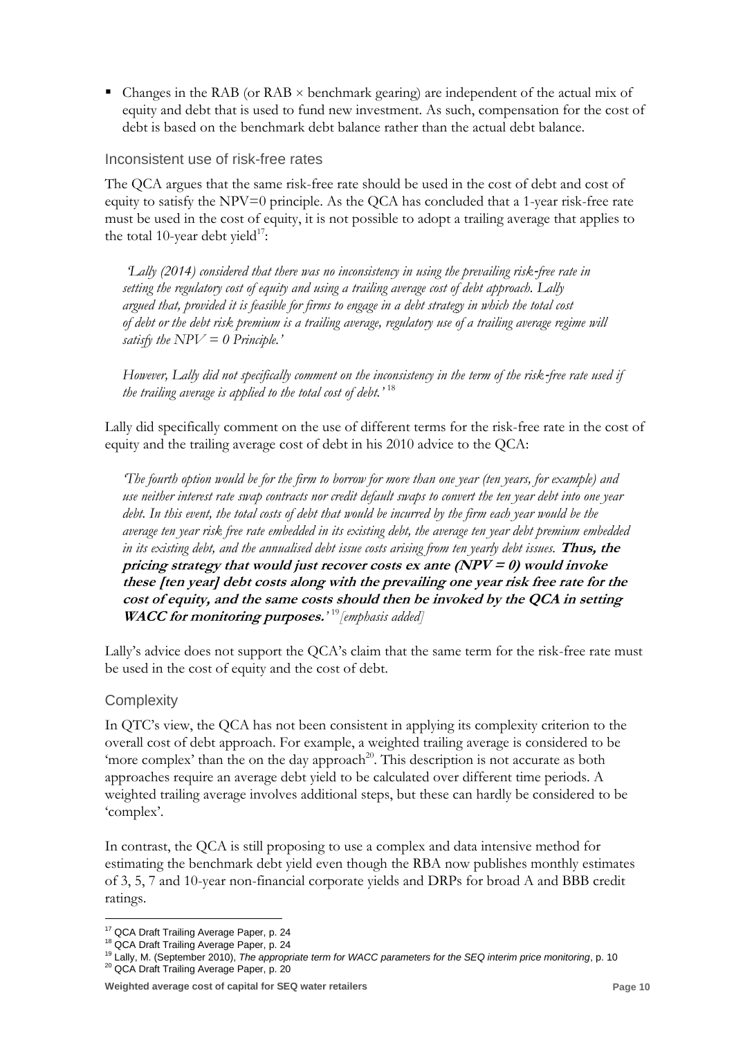- Changes in the RAB (or RAB × benchmark gearing) are independent of the actual mix of equity and debt that is used to fund new investment. As such, compensation for the cost of debt is based on the benchmark debt balance rather than the actual debt balance.

### Inconsistent use of risk-free rates

The QCA argues that the same risk-free rate should be used in the cost of debt and cost of equity to satisfy the NPV=0 principle. As the QCA has concluded that a 1-year risk-free rate must be used in the cost of equity, it is not possible to adopt a trailing average that applies to the total 10-year debt yield[17]:

> *'Lally (2014) considered that there was no inconsistency in using the prevailing risk-free rate in setting the regulatory cost of equity and using a trailing average cost of debt approach. Lally argued that, provided it is feasible for firms to engage in a debt strategy in which the total cost of debt or the debt risk premium is a trailing average, regulatory use of a trailing average regime will satisfy the NPV = 0 Principle.'*
>
> *However, Lally did not specifically comment on the inconsistency in the term of the risk-free rate used if the trailing average is applied to the total cost of debt.'* [18]

Lally did specifically comment on the use of different terms for the risk-free rate in the cost of equity and the trailing average cost of debt in his 2010 advice to the QCA:

> *'The fourth option would be for the firm to borrow for more than one year (ten years, for example) and use neither interest rate swap contracts nor credit default swaps to convert the ten year debt into one year debt. In this event, the total costs of debt that would be incurred by the firm each year would be the average ten year risk free rate embedded in its existing debt, the average ten year debt premium embedded in its existing debt, and the annualised debt issue costs arising from ten yearly debt issues.* ***Thus, the pricing strategy that would just recover costs ex ante (NPV = 0) would invoke these [ten year] debt costs along with the prevailing one year risk free rate for the cost of equity, and the same costs should then be invoked by the QCA in setting WACC for monitoring purposes.****'* [19] *[emphasis added]*

Lally's advice does not support the QCA's claim that the same term for the risk-free rate must be used in the cost of equity and the cost of debt.

### Complexity

In QTC's view, the QCA has not been consistent in applying its complexity criterion to the overall cost of debt approach. For example, a weighted trailing average is considered to be 'more complex' than the on the day approach[20]. This description is not accurate as both approaches require an average debt yield to be calculated over different time periods. A weighted trailing average involves additional steps, but these can hardly be considered to be 'complex'.

In contrast, the QCA is still proposing to use a complex and data intensive method for estimating the benchmark debt yield even though the RBA now publishes monthly estimates of 3, 5, 7 and 10-year non-financial corporate yields and DRPs for broad A and BBB credit ratings.

---

[17] QCA Draft Trailing Average Paper, p. 24

[18] QCA Draft Trailing Average Paper, p. 24

[19] Lally, M. (September 2010), *The appropriate term for WACC parameters for the SEQ interim price monitoring*, p. 10

[20] QCA Draft Trailing Average Paper, p. 20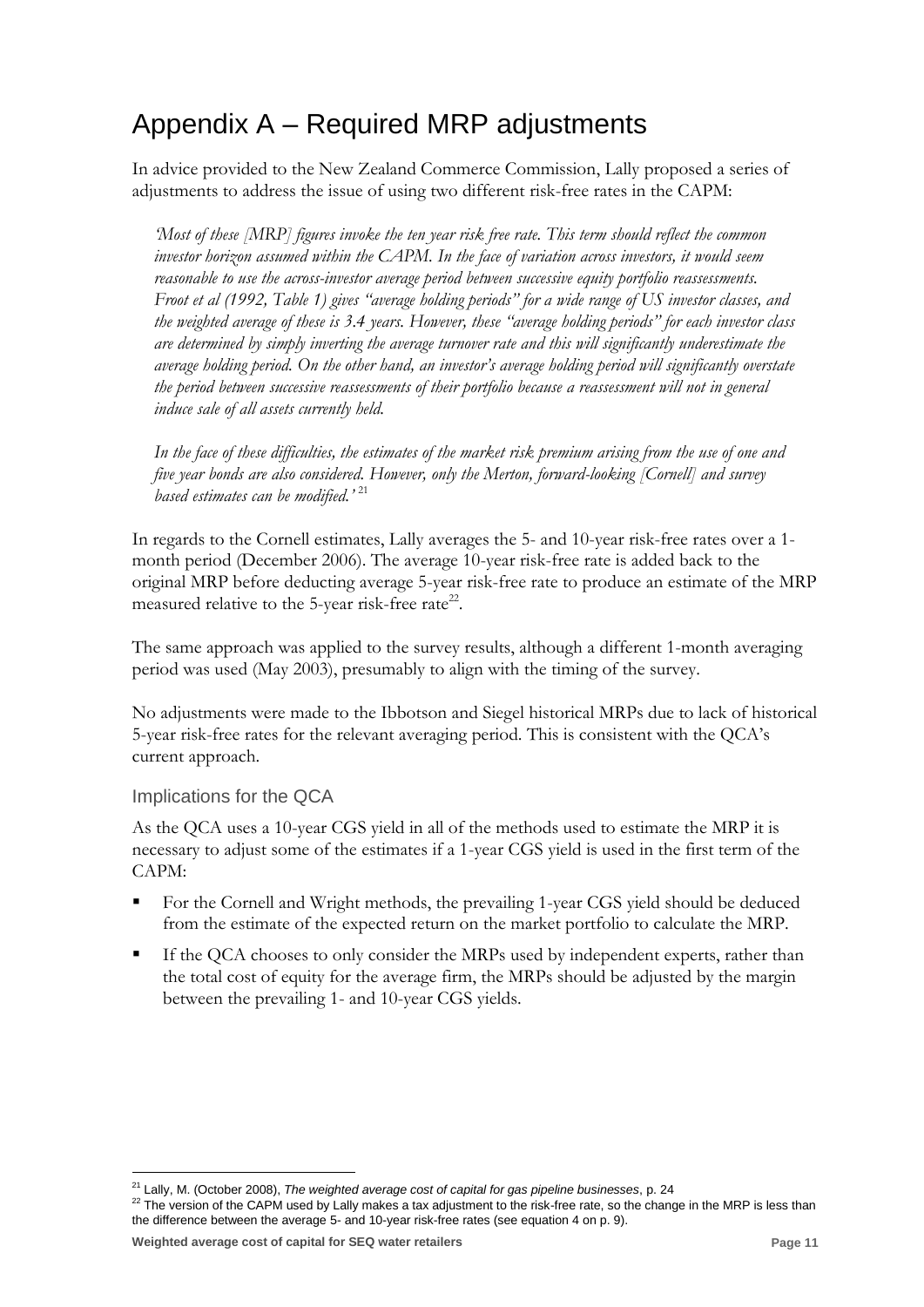# Appendix A – Required MRP adjustments

In advice provided to the New Zealand Commerce Commission, Lally proposed a series of adjustments to address the issue of using two different risk-free rates in the CAPM:

> *'Most of these [MRP] figures invoke the ten year risk free rate. This term should reflect the common investor horizon assumed within the CAPM. In the face of variation across investors, it would seem reasonable to use the across-investor average period between successive equity portfolio reassessments. Froot et al (1992, Table 1) gives "average holding periods" for a wide range of US investor classes, and the weighted average of these is 3.4 years. However, these "average holding periods" for each investor class are determined by simply inverting the average turnover rate and this will significantly underestimate the average holding period. On the other hand, an investor's average holding period will significantly overstate the period between successive reassessments of their portfolio because a reassessment will not in general induce sale of all assets currently held.*
>
> *In the face of these difficulties, the estimates of the market risk premium arising from the use of one and five year bonds are also considered. However, only the Merton, forward-looking [Cornell] and survey based estimates can be modified.'* [21]

In regards to the Cornell estimates, Lally averages the 5- and 10-year risk-free rates over a 1-month period (December 2006). The average 10-year risk-free rate is added back to the original MRP before deducting average 5-year risk-free rate to produce an estimate of the MRP measured relative to the 5-year risk-free rate[22].

The same approach was applied to the survey results, although a different 1-month averaging period was used (May 2003), presumably to align with the timing of the survey.

No adjustments were made to the Ibbotson and Siegel historical MRPs due to lack of historical 5-year risk-free rates for the relevant averaging period. This is consistent with the QCA's current approach.

## Implications for the QCA

As the QCA uses a 10-year CGS yield in all of the methods used to estimate the MRP it is necessary to adjust some of the estimates if a 1-year CGS yield is used in the first term of the CAPM:

- For the Cornell and Wright methods, the prevailing 1-year CGS yield should be deduced from the estimate of the expected return on the market portfolio to calculate the MRP.
- If the QCA chooses to only consider the MRPs used by independent experts, rather than the total cost of equity for the average firm, the MRPs should be adjusted by the margin between the prevailing 1- and 10-year CGS yields.

---

[21] Lally, M. (October 2008), *The weighted average cost of capital for gas pipeline businesses*, p. 24

[22] The version of the CAPM used by Lally makes a tax adjustment to the risk-free rate, so the change in the MRP is less than the difference between the average 5- and 10-year risk-free rates (see equation 4 on p. 9).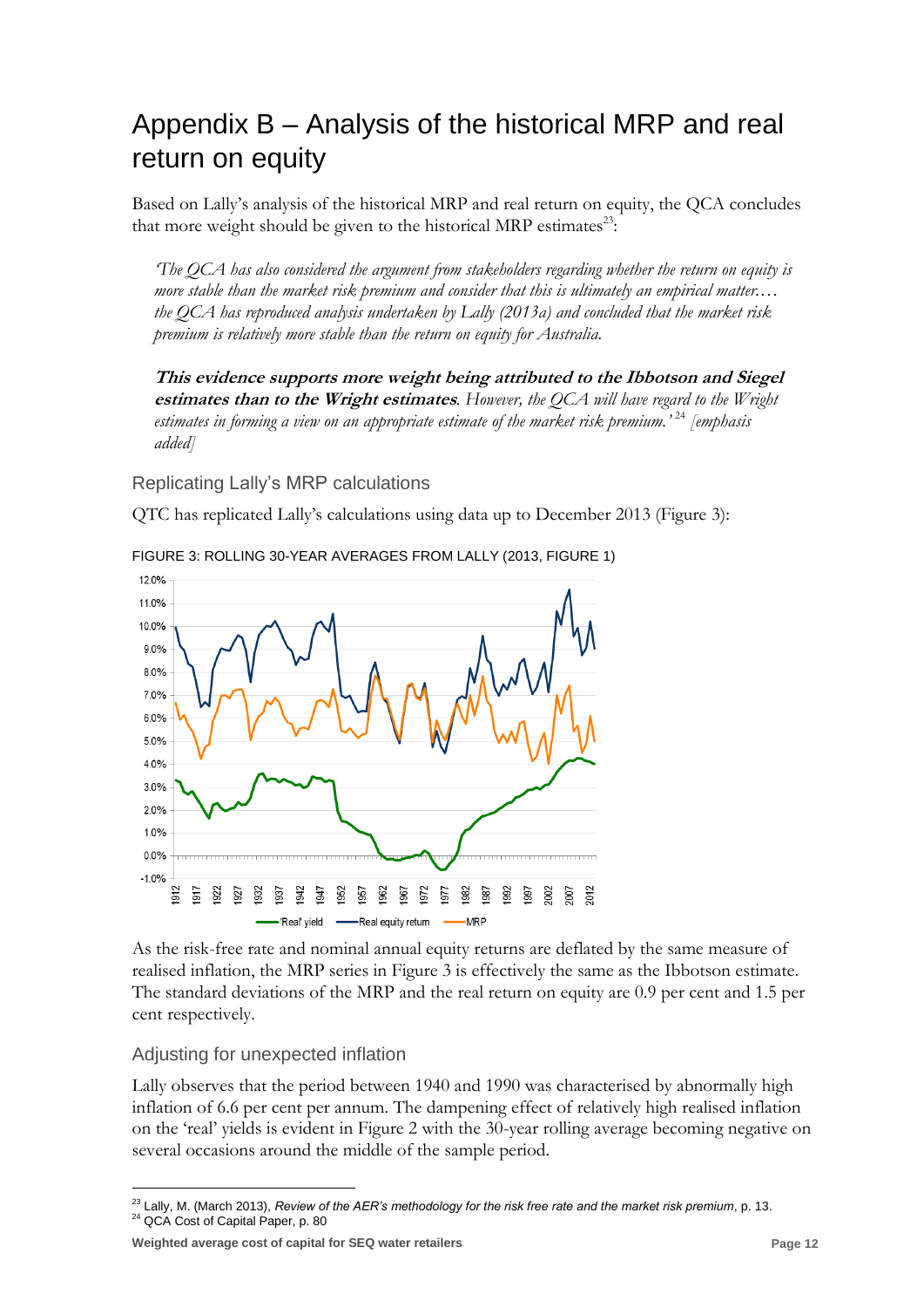# Appendix B – Analysis of the historical MRP and real return on equity

Based on Lally's analysis of the historical MRP and real return on equity, the QCA concludes that more weight should be given to the historical MRP estimates[23]:

> *'The QCA has also considered the argument from stakeholders regarding whether the return on equity is more stable than the market risk premium and consider that this is ultimately an empirical matter.… the QCA has reproduced analysis undertaken by Lally (2013a) and concluded that the market risk premium is relatively more stable than the return on equity for Australia.*
>
> ***This evidence supports more weight being attributed to the Ibbotson and Siegel estimates than to the Wright estimates****. However, the QCA will have regard to the Wright estimates in forming a view on an appropriate estimate of the market risk premium.'*[24] *[emphasis added]*

## Replicating Lally's MRP calculations

QTC has replicated Lally's calculations using data up to December 2013 (Figure 3):

FIGURE 3: ROLLING 30-YEAR AVERAGES FROM LALLY (2013, FIGURE 1)

As the risk-free rate and nominal annual equity returns are deflated by the same measure of realised inflation, the MRP series in Figure 3 is effectively the same as the Ibbotson estimate. The standard deviations of the MRP and the real return on equity are 0.9 per cent and 1.5 per cent respectively.

## Adjusting for unexpected inflation

Lally observes that the period between 1940 and 1990 was characterised by abnormally high inflation of 6.6 per cent per annum. The dampening effect of relatively high realised inflation on the 'real' yields is evident in Figure 2 with the 30-year rolling average becoming negative on several occasions around the middle of the sample period.

[23] Lally, M. (March 2013), *Review of the AER's methodology for the risk free rate and the market risk premium*, p. 13.
[24] QCA Cost of Capital Paper, p. 80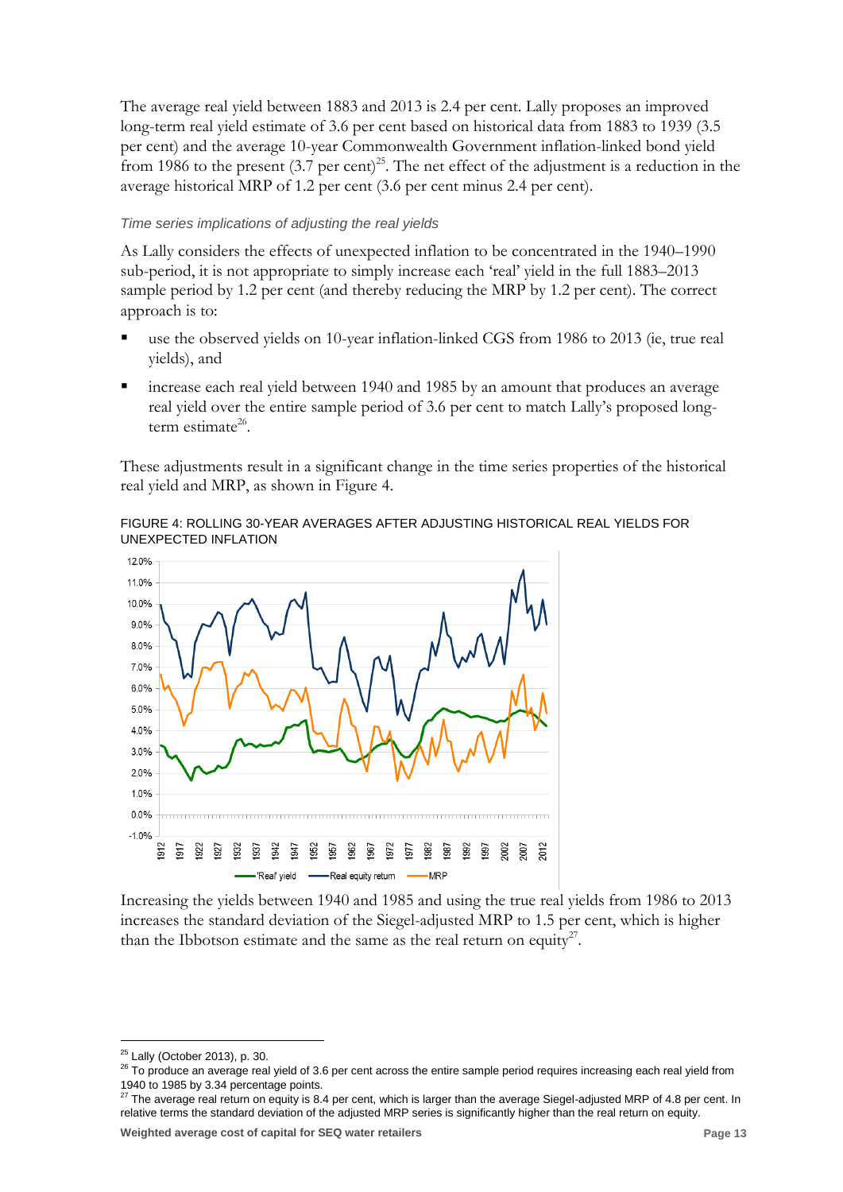The average real yield between 1883 and 2013 is 2.4 per cent. Lally proposes an improved long-term real yield estimate of 3.6 per cent based on historical data from 1883 to 1939 (3.5 per cent) and the average 10-year Commonwealth Government inflation-linked bond yield from 1986 to the present (3.7 per cent)[25]. The net effect of the adjustment is a reduction in the average historical MRP of 1.2 per cent (3.6 per cent minus 2.4 per cent).

*Time series implications of adjusting the real yields*

As Lally considers the effects of unexpected inflation to be concentrated in the 1940–1990 sub-period, it is not appropriate to simply increase each 'real' yield in the full 1883–2013 sample period by 1.2 per cent (and thereby reducing the MRP by 1.2 per cent). The correct approach is to:

- use the observed yields on 10-year inflation-linked CGS from 1986 to 2013 (ie, true real yields), and
- increase each real yield between 1940 and 1985 by an amount that produces an average real yield over the entire sample period of 3.6 per cent to match Lally's proposed long-term estimate[26].

These adjustments result in a significant change in the time series properties of the historical real yield and MRP, as shown in Figure 4.

FIGURE 4: ROLLING 30-YEAR AVERAGES AFTER ADJUSTING HISTORICAL REAL YIELDS FOR UNEXPECTED INFLATION

Increasing the yields between 1940 and 1985 and using the true real yields from 1986 to 2013 increases the standard deviation of the Siegel-adjusted MRP to 1.5 per cent, which is higher than the Ibbotson estimate and the same as the real return on equity[27].

---

[25] Lally (October 2013), p. 30.

[26] To produce an average real yield of 3.6 per cent across the entire sample period requires increasing each real yield from 1940 to 1985 by 3.34 percentage points.

[27] The average real return on equity is 8.4 per cent, which is larger than the average Siegel-adjusted MRP of 4.8 per cent. In relative terms the standard deviation of the adjusted MRP series is significantly higher than the real return on equity.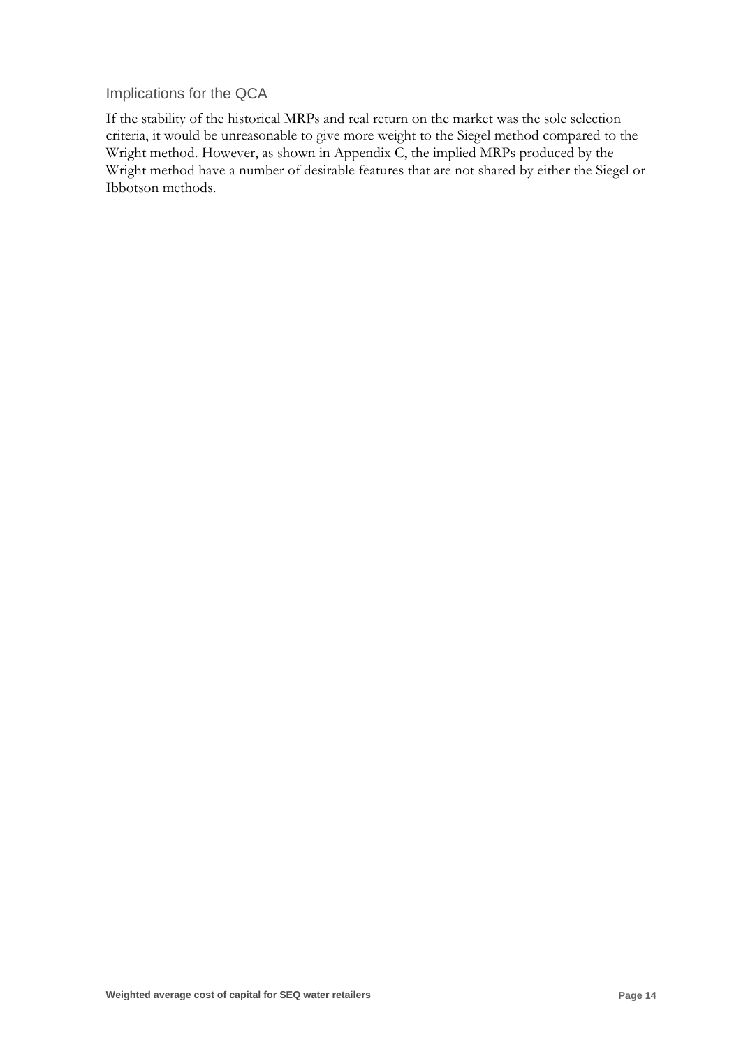### Implications for the QCA

If the stability of the historical MRPs and real return on the market was the sole selection criteria, it would be unreasonable to give more weight to the Siegel method compared to the Wright method. However, as shown in Appendix C, the implied MRPs produced by the Wright method have a number of desirable features that are not shared by either the Siegel or Ibbotson methods.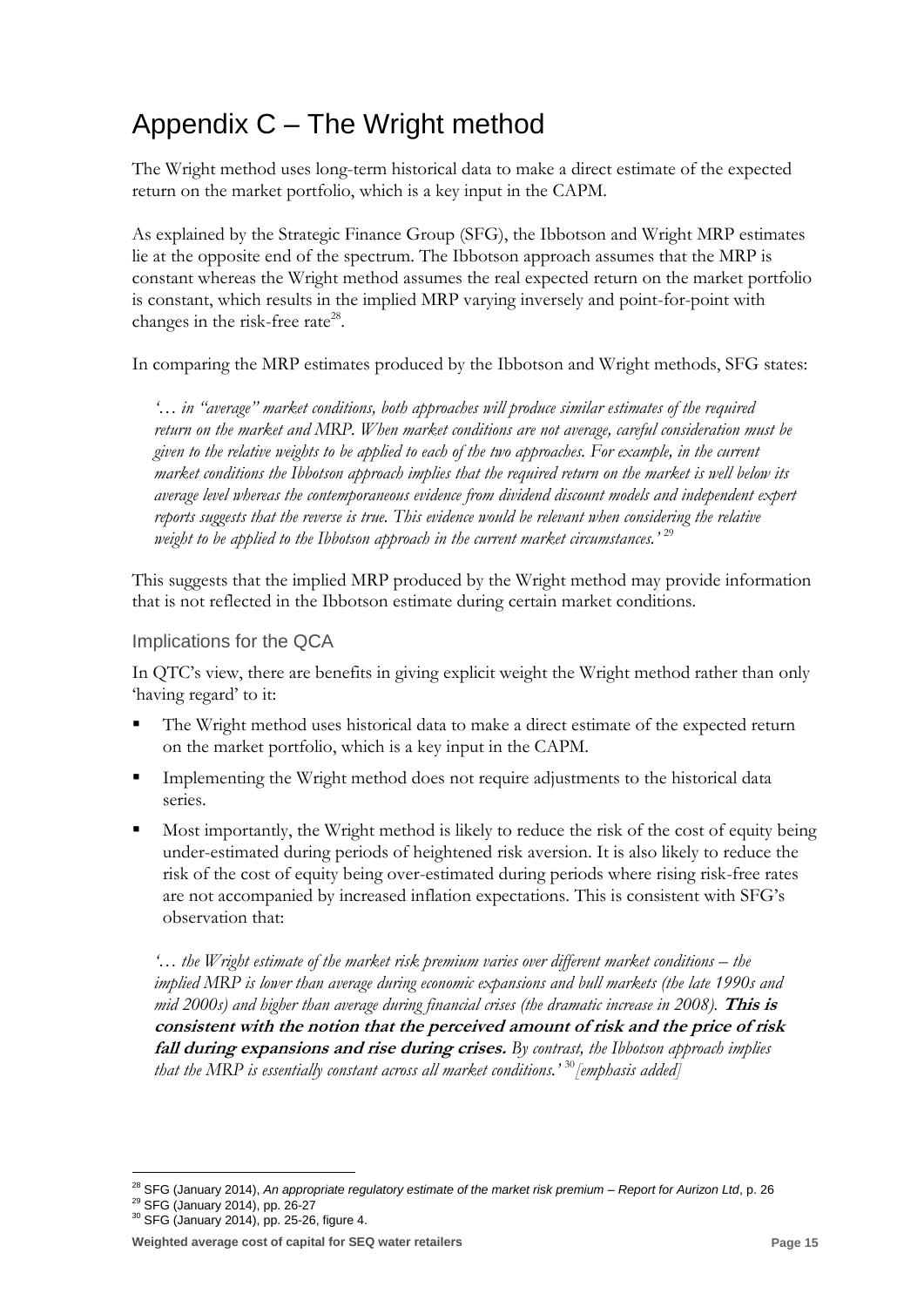# Appendix C – The Wright method

The Wright method uses long-term historical data to make a direct estimate of the expected return on the market portfolio, which is a key input in the CAPM.

As explained by the Strategic Finance Group (SFG), the Ibbotson and Wright MRP estimates lie at the opposite end of the spectrum. The Ibbotson approach assumes that the MRP is constant whereas the Wright method assumes the real expected return on the market portfolio is constant, which results in the implied MRP varying inversely and point-for-point with changes in the risk-free rate[28].

In comparing the MRP estimates produced by the Ibbotson and Wright methods, SFG states:

> *'… in "average" market conditions, both approaches will produce similar estimates of the required return on the market and MRP. When market conditions are not average, careful consideration must be given to the relative weights to be applied to each of the two approaches. For example, in the current market conditions the Ibbotson approach implies that the required return on the market is well below its average level whereas the contemporaneous evidence from dividend discount models and independent expert reports suggests that the reverse is true. This evidence would be relevant when considering the relative weight to be applied to the Ibbotson approach in the current market circumstances.'* [29]

This suggests that the implied MRP produced by the Wright method may provide information that is not reflected in the Ibbotson estimate during certain market conditions.

## Implications for the QCA

In QTC's view, there are benefits in giving explicit weight the Wright method rather than only 'having regard' to it:

- The Wright method uses historical data to make a direct estimate of the expected return on the market portfolio, which is a key input in the CAPM.
- Implementing the Wright method does not require adjustments to the historical data series.
- Most importantly, the Wright method is likely to reduce the risk of the cost of equity being under-estimated during periods of heightened risk aversion. It is also likely to reduce the risk of the cost of equity being over-estimated during periods where rising risk-free rates are not accompanied by increased inflation expectations. This is consistent with SFG's observation that:

> *'… the Wright estimate of the market risk premium varies over different market conditions – the implied MRP is lower than average during economic expansions and bull markets (the late 1990s and mid 2000s) and higher than average during financial crises (the dramatic increase in 2008).* ***This is consistent with the notion that the perceived amount of risk and the price of risk fall during expansions and rise during crises.*** *By contrast, the Ibbotson approach implies that the MRP is essentially constant across all market conditions.'* [30] *[emphasis added]*

---

[28] SFG (January 2014), *An appropriate regulatory estimate of the market risk premium – Report for Aurizon Ltd*, p. 26

[29] SFG (January 2014), pp. 26-27

[30] SFG (January 2014), pp. 25-26, figure 4.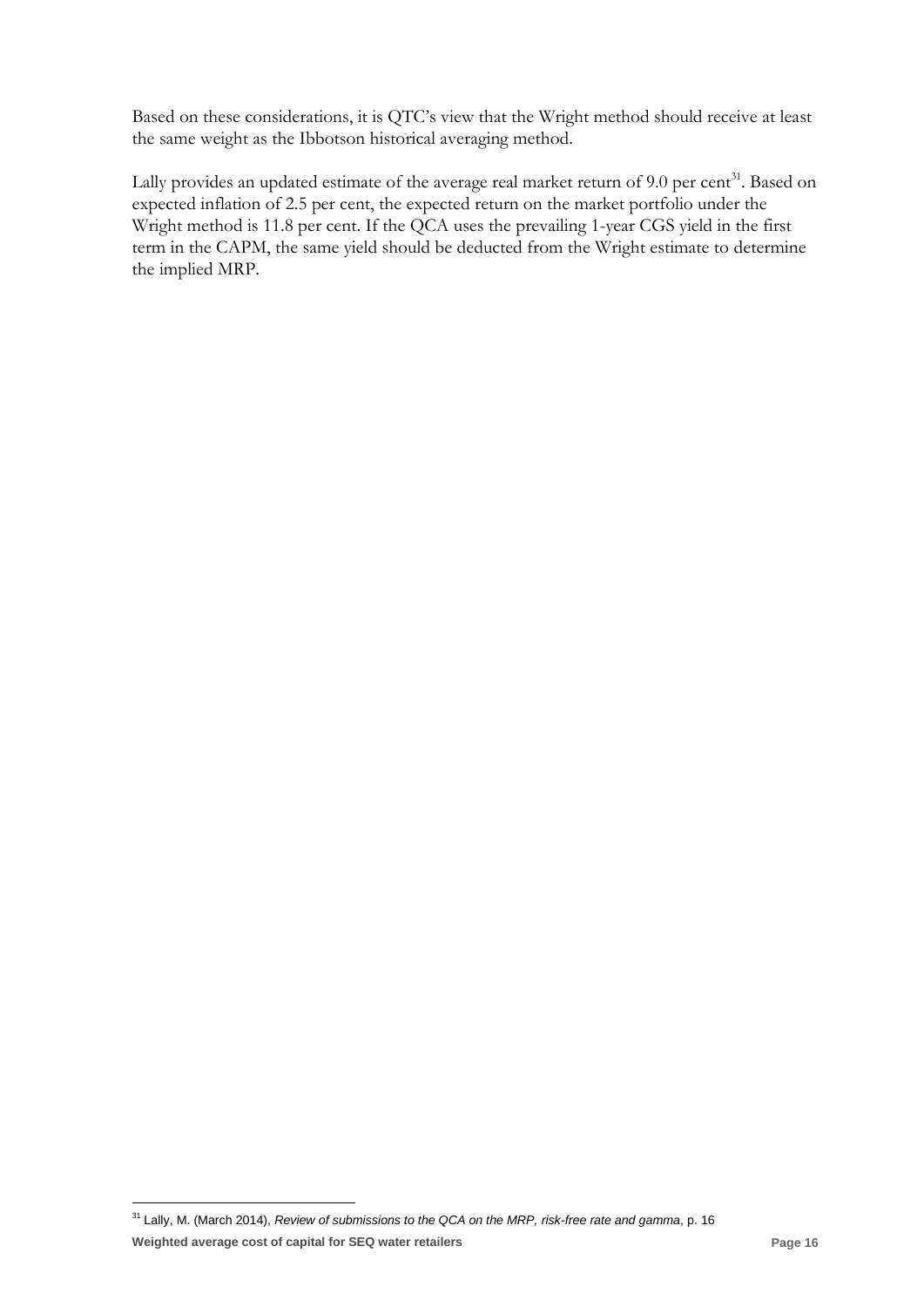Based on these considerations, it is QTC's view that the Wright method should receive at least the same weight as the Ibbotson historical averaging method.

Lally provides an updated estimate of the average real market return of 9.0 per cent[31]. Based on expected inflation of 2.5 per cent, the expected return on the market portfolio under the Wright method is 11.8 per cent. If the QCA uses the prevailing 1-year CGS yield in the first term in the CAPM, the same yield should be deducted from the Wright estimate to determine the implied MRP.

---

[31] Lally, M. (March 2014), *Review of submissions to the QCA on the MRP, risk-free rate and gamma*, p. 16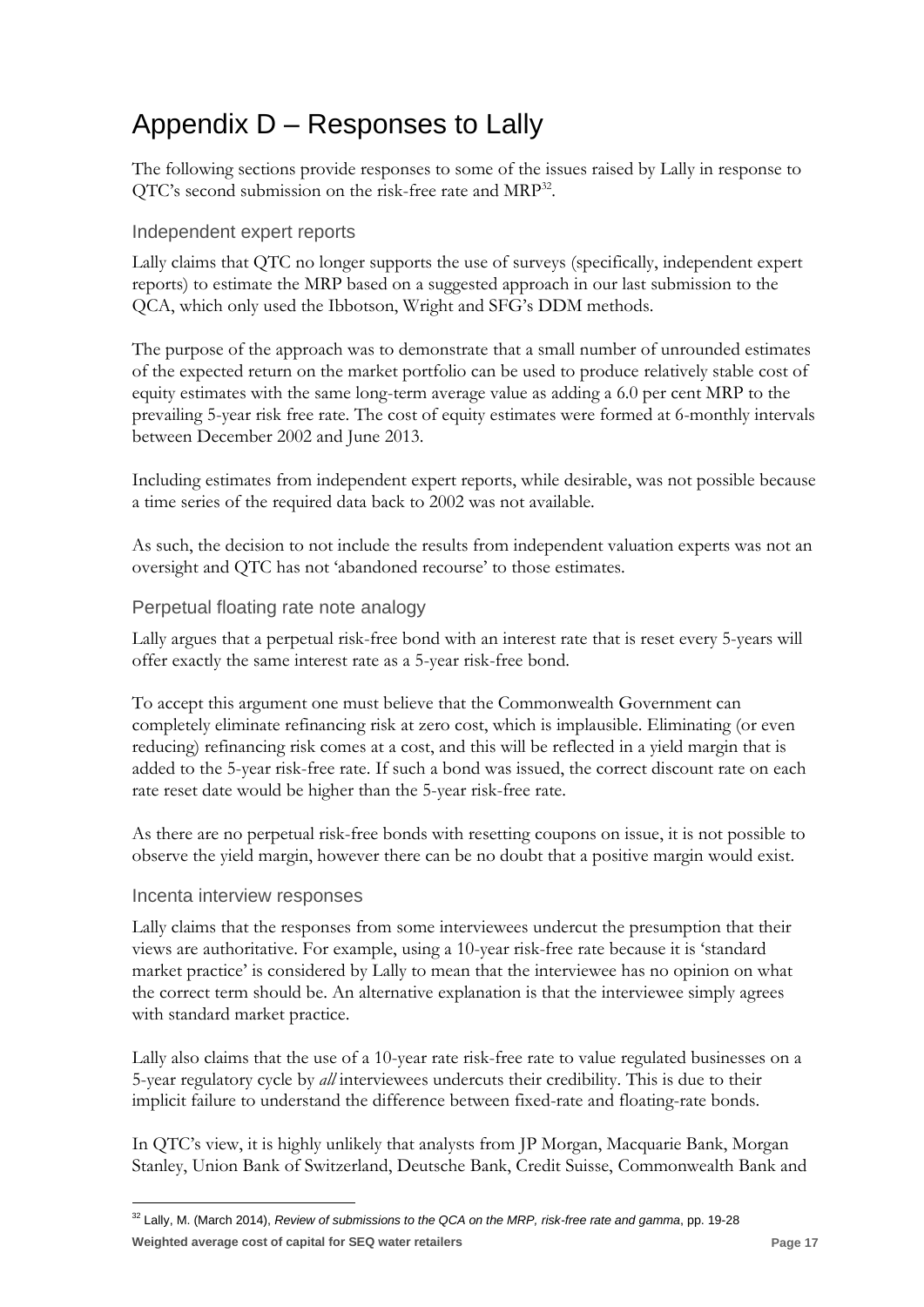# Appendix D – Responses to Lally

The following sections provide responses to some of the issues raised by Lally in response to QTC's second submission on the risk-free rate and MRP[32].

## Independent expert reports

Lally claims that QTC no longer supports the use of surveys (specifically, independent expert reports) to estimate the MRP based on a suggested approach in our last submission to the QCA, which only used the Ibbotson, Wright and SFG's DDM methods.

The purpose of the approach was to demonstrate that a small number of unrounded estimates of the expected return on the market portfolio can be used to produce relatively stable cost of equity estimates with the same long-term average value as adding a 6.0 per cent MRP to the prevailing 5-year risk free rate. The cost of equity estimates were formed at 6-monthly intervals between December 2002 and June 2013.

Including estimates from independent expert reports, while desirable, was not possible because a time series of the required data back to 2002 was not available.

As such, the decision to not include the results from independent valuation experts was not an oversight and QTC has not 'abandoned recourse' to those estimates.

## Perpetual floating rate note analogy

Lally argues that a perpetual risk-free bond with an interest rate that is reset every 5-years will offer exactly the same interest rate as a 5-year risk-free bond.

To accept this argument one must believe that the Commonwealth Government can completely eliminate refinancing risk at zero cost, which is implausible. Eliminating (or even reducing) refinancing risk comes at a cost, and this will be reflected in a yield margin that is added to the 5-year risk-free rate. If such a bond was issued, the correct discount rate on each rate reset date would be higher than the 5-year risk-free rate.

As there are no perpetual risk-free bonds with resetting coupons on issue, it is not possible to observe the yield margin, however there can be no doubt that a positive margin would exist.

## Incenta interview responses

Lally claims that the responses from some interviewees undercut the presumption that their views are authoritative. For example, using a 10-year risk-free rate because it is 'standard market practice' is considered by Lally to mean that the interviewee has no opinion on what the correct term should be. An alternative explanation is that the interviewee simply agrees with standard market practice.

Lally also claims that the use of a 10-year rate risk-free rate to value regulated businesses on a 5-year regulatory cycle by *all* interviewees undercuts their credibility. This is due to their implicit failure to understand the difference between fixed-rate and floating-rate bonds.

In QTC's view, it is highly unlikely that analysts from JP Morgan, Macquarie Bank, Morgan Stanley, Union Bank of Switzerland, Deutsche Bank, Credit Suisse, Commonwealth Bank and

[32] Lally, M. (March 2014), *Review of submissions to the QCA on the MRP, risk-free rate and gamma*, pp. 19-28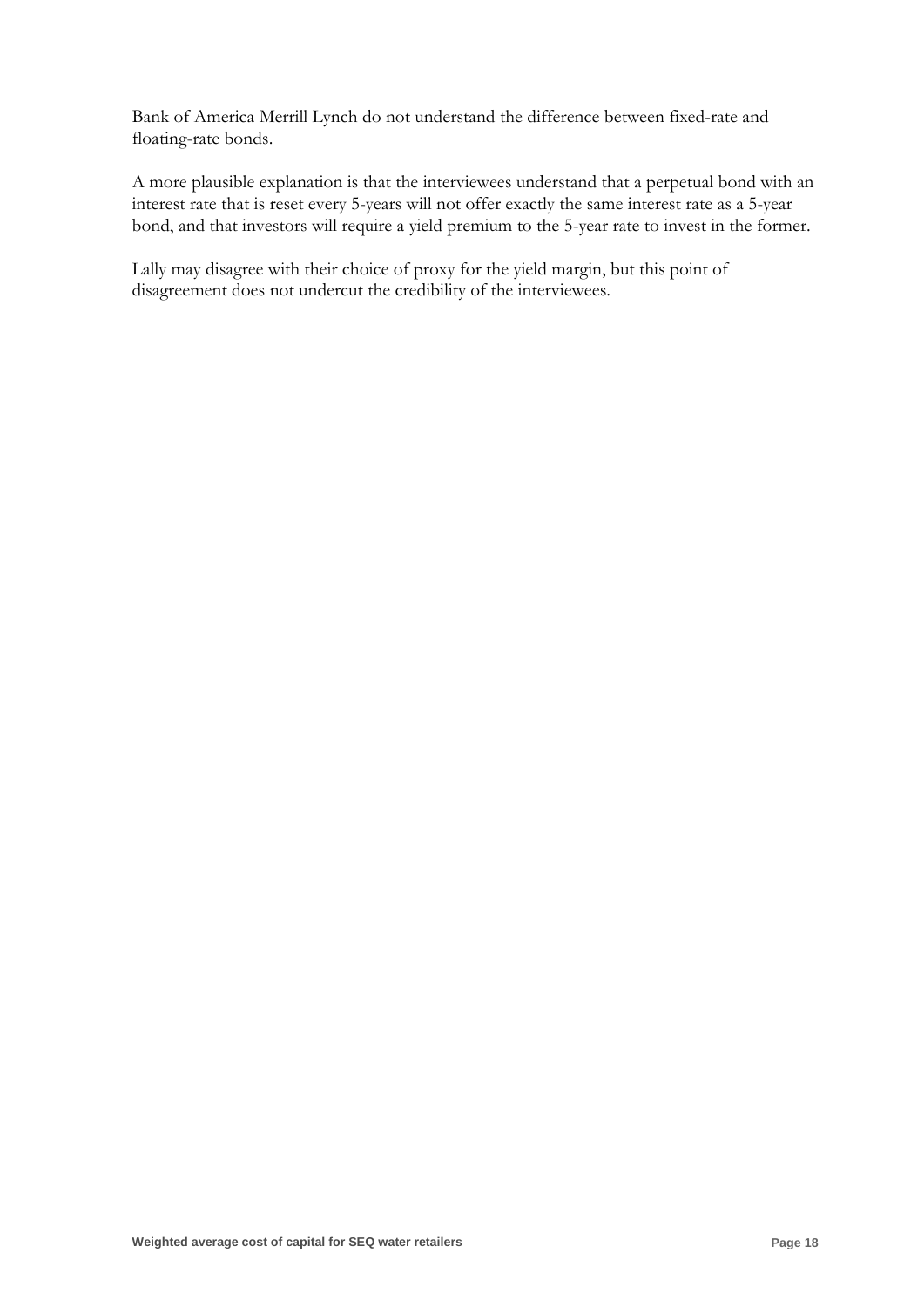Bank of America Merrill Lynch do not understand the difference between fixed-rate and floating-rate bonds.

A more plausible explanation is that the interviewees understand that a perpetual bond with an interest rate that is reset every 5-years will not offer exactly the same interest rate as a 5-year bond, and that investors will require a yield premium to the 5-year rate to invest in the former.

Lally may disagree with their choice of proxy for the yield margin, but this point of disagreement does not undercut the credibility of the interviewees.